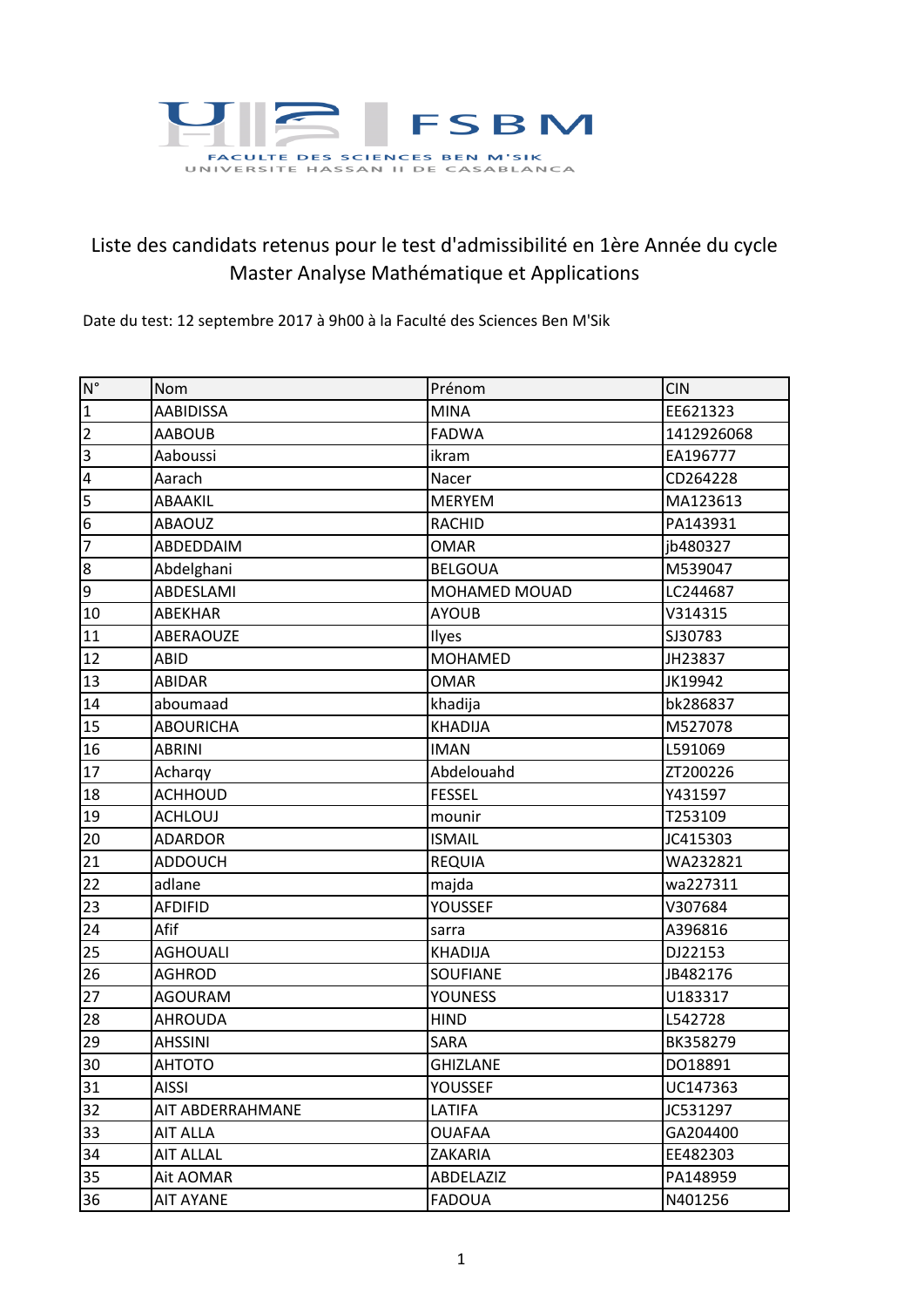FSBM

FACULTE DES SCIENCES BEN M'SIK
UNIVERSITE HASSAN II DE CASABLANCA

# Liste des candidats retenus pour le test d'admissibilité en 1ère Année du cycle Master Analyse Mathématique et Applications

Date du test: 12 septembre 2017 à 9h00 à la Faculté des Sciences Ben M'Sik

| N° | Nom | Prénom | CIN |
|---|---|---|---|
| 1 | AABIDISSA | MINA | EE621323 |
| 2 | AABOUB | FADWA | 1412926068 |
| 3 | Aaboussi | ikram | EA196777 |
| 4 | Aarach | Nacer | CD264228 |
| 5 | ABAAKIL | MERYEM | MA123613 |
| 6 | ABAOUZ | RACHID | PA143931 |
| 7 | ABDEDDAIM | OMAR | jb480327 |
| 8 | Abdelghani | BELGOUA | M539047 |
| 9 | ABDESLAMI | MOHAMED MOUAD | LC244687 |
| 10 | ABEKHAR | AYOUB | V314315 |
| 11 | ABERAOUZE | Ilyes | SJ30783 |
| 12 | ABID | MOHAMED | JH23837 |
| 13 | ABIDAR | OMAR | JK19942 |
| 14 | aboumaad | khadija | bk286837 |
| 15 | ABOURICHA | KHADIJA | M527078 |
| 16 | ABRINI | IMAN | L591069 |
| 17 | Acharqy | Abdelouahd | ZT200226 |
| 18 | ACHHOUD | FESSEL | Y431597 |
| 19 | ACHLOUJ | mounir | T253109 |
| 20 | ADARDOR | ISMAIL | JC415303 |
| 21 | ADDOUCH | REQUIA | WA232821 |
| 22 | adlane | majda | wa227311 |
| 23 | AFDIFID | YOUSSEF | V307684 |
| 24 | Afif | sarra | A396816 |
| 25 | AGHOUALI | KHADIJA | DJ22153 |
| 26 | AGHROD | SOUFIANE | JB482176 |
| 27 | AGOURAM | YOUNESS | U183317 |
| 28 | AHROUDA | HIND | L542728 |
| 29 | AHSSINI | SARA | BK358279 |
| 30 | AHTOTO | GHIZLANE | DO18891 |
| 31 | AISSI | YOUSSEF | UC147363 |
| 32 | AIT ABDERRAHMANE | LATIFA | JC531297 |
| 33 | AIT ALLA | OUAFAA | GA204400 |
| 34 | AIT ALLAL | ZAKARIA | EE482303 |
| 35 | Ait AOMAR | ABDELAZIZ | PA148959 |
| 36 | AIT AYANE | FADOUA | N401256 |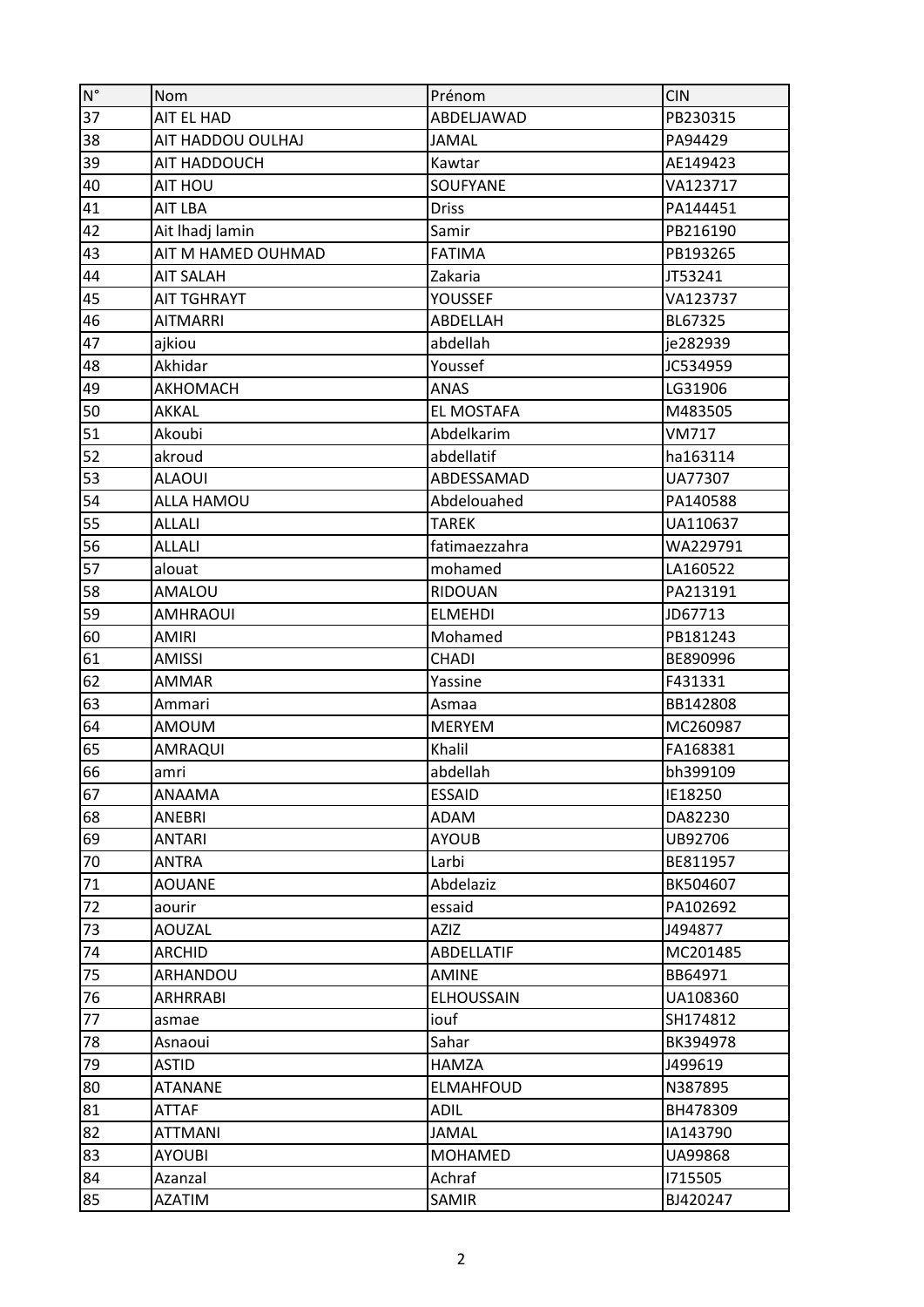| N° | Nom | Prénom | CIN |
|---|---|---|---|
| 37 | AIT EL HAD | ABDELJAWAD | PB230315 |
| 38 | AIT HADDOU OULHAJ | JAMAL | PA94429 |
| 39 | AIT HADDOUCH | Kawtar | AE149423 |
| 40 | AIT HOU | SOUFYANE | VA123717 |
| 41 | AIT LBA | Driss | PA144451 |
| 42 | Ait lhadj lamin | Samir | PB216190 |
| 43 | AIT M HAMED OUHMAD | FATIMA | PB193265 |
| 44 | AIT SALAH | Zakaria | JT53241 |
| 45 | AIT TGHRAYT | YOUSSEF | VA123737 |
| 46 | AITMARRI | ABDELLAH | BL67325 |
| 47 | ajkiou | abdellah | je282939 |
| 48 | Akhidar | Youssef | JC534959 |
| 49 | AKHOMACH | ANAS | LG31906 |
| 50 | AKKAL | EL MOSTAFA | M483505 |
| 51 | Akoubi | Abdelkarim | VM717 |
| 52 | akroud | abdellatif | ha163114 |
| 53 | ALAOUI | ABDESSAMAD | UA77307 |
| 54 | ALLA HAMOU | Abdelouahed | PA140588 |
| 55 | ALLALI | TAREK | UA110637 |
| 56 | ALLALI | fatimaezzahra | WA229791 |
| 57 | alouat | mohamed | LA160522 |
| 58 | AMALOU | RIDOUAN | PA213191 |
| 59 | AMHRAOUI | ELMEHDI | JD67713 |
| 60 | AMIRI | Mohamed | PB181243 |
| 61 | AMISSI | CHADI | BE890996 |
| 62 | AMMAR | Yassine | F431331 |
| 63 | Ammari | Asmaa | BB142808 |
| 64 | AMOUM | MERYEM | MC260987 |
| 65 | AMRAQUI | Khalil | FA168381 |
| 66 | amri | abdellah | bh399109 |
| 67 | ANAAMA | ESSAID | IE18250 |
| 68 | ANEBRI | ADAM | DA82230 |
| 69 | ANTARI | AYOUB | UB92706 |
| 70 | ANTRA | Larbi | BE811957 |
| 71 | AOUANE | Abdelaziz | BK504607 |
| 72 | aourir | essaid | PA102692 |
| 73 | AOUZAL | AZIZ | J494877 |
| 74 | ARCHID | ABDELLATIF | MC201485 |
| 75 | ARHANDOU | AMINE | BB64971 |
| 76 | ARHRRABI | ELHOUSSAIN | UA108360 |
| 77 | asmae | iouf | SH174812 |
| 78 | Asnaoui | Sahar | BK394978 |
| 79 | ASTID | HAMZA | J499619 |
| 80 | ATANANE | ELMAHFOUD | N387895 |
| 81 | ATTAF | ADIL | BH478309 |
| 82 | ATTMANI | JAMAL | IA143790 |
| 83 | AYOUBI | MOHAMED | UA99868 |
| 84 | Azanzal | Achraf | I715505 |
| 85 | AZATIM | SAMIR | BJ420247 |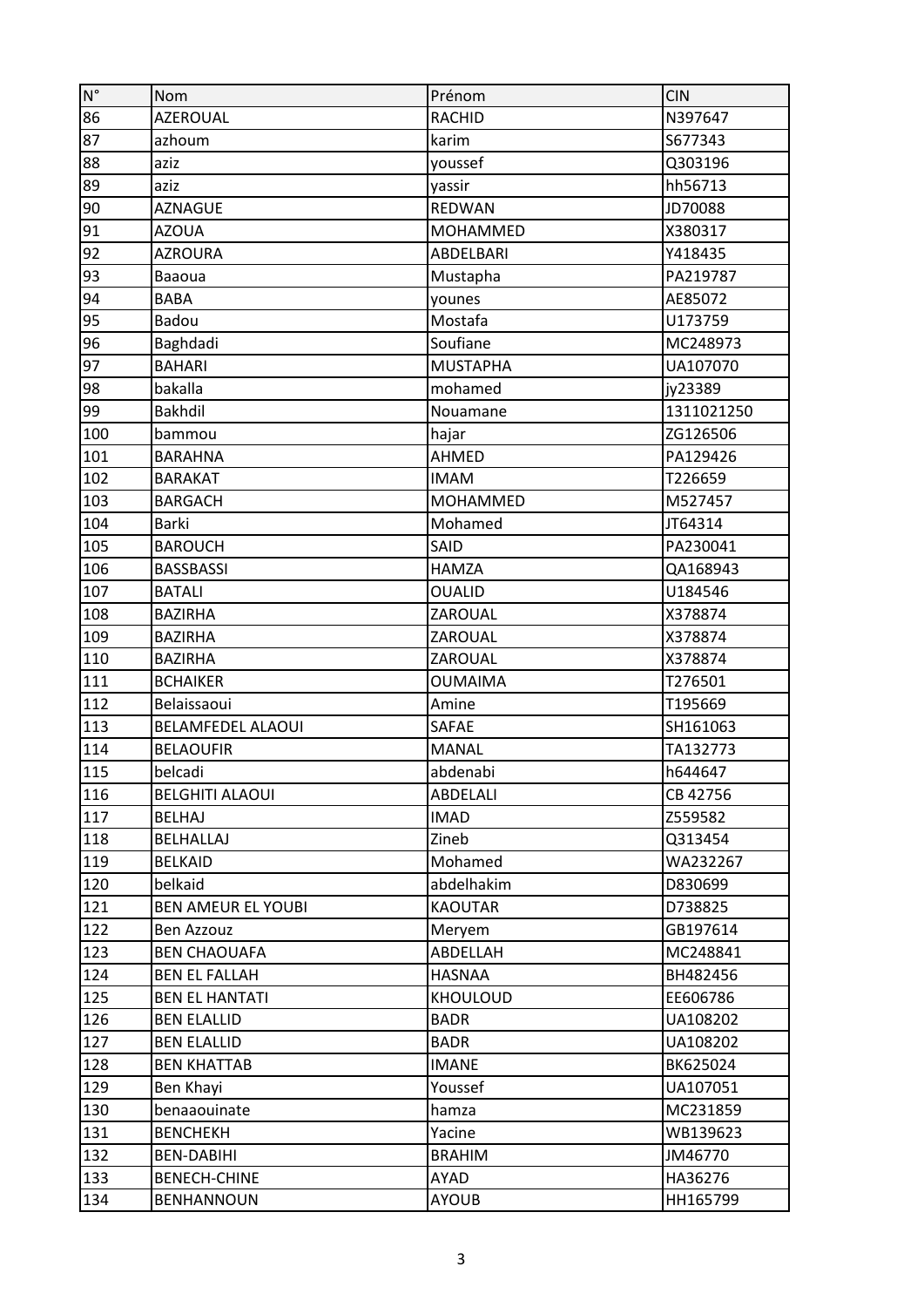| N° | Nom | Prénom | CIN |
|---|---|---|---|
| 86 | AZEROUAL | RACHID | N397647 |
| 87 | azhoum | karim | S677343 |
| 88 | aziz | youssef | Q303196 |
| 89 | aziz | yassir | hh56713 |
| 90 | AZNAGUE | REDWAN | JD70088 |
| 91 | AZOUA | MOHAMMED | X380317 |
| 92 | AZROURA | ABDELBARI | Y418435 |
| 93 | Baaoua | Mustapha | PA219787 |
| 94 | BABA | younes | AE85072 |
| 95 | Badou | Mostafa | U173759 |
| 96 | Baghdadi | Soufiane | MC248973 |
| 97 | BAHARI | MUSTAPHA | UA107070 |
| 98 | bakalla | mohamed | jy23389 |
| 99 | Bakhdil | Nouamane | 1311021250 |
| 100 | bammou | hajar | ZG126506 |
| 101 | BARAHNA | AHMED | PA129426 |
| 102 | BARAKAT | IMAM | T226659 |
| 103 | BARGACH | MOHAMMED | M527457 |
| 104 | Barki | Mohamed | JT64314 |
| 105 | BAROUCH | SAID | PA230041 |
| 106 | BASSBASSI | HAMZA | QA168943 |
| 107 | BATALI | OUALID | U184546 |
| 108 | BAZIRHA | ZAROUAL | X378874 |
| 109 | BAZIRHA | ZAROUAL | X378874 |
| 110 | BAZIRHA | ZAROUAL | X378874 |
| 111 | BCHAIKER | OUMAIMA | T276501 |
| 112 | Belaissaoui | Amine | T195669 |
| 113 | BELAMFEDEL ALAOUI | SAFAE | SH161063 |
| 114 | BELAOUFIR | MANAL | TA132773 |
| 115 | belcadi | abdenabi | h644647 |
| 116 | BELGHITI ALAOUI | ABDELALI | CB 42756 |
| 117 | BELHAJ | IMAD | Z559582 |
| 118 | BELHALLAJ | Zineb | Q313454 |
| 119 | BELKAID | Mohamed | WA232267 |
| 120 | belkaid | abdelhakim | D830699 |
| 121 | BEN AMEUR EL YOUBI | KAOUTAR | D738825 |
| 122 | Ben Azzouz | Meryem | GB197614 |
| 123 | BEN CHAOUAFA | ABDELLAH | MC248841 |
| 124 | BEN EL FALLAH | HASNAA | BH482456 |
| 125 | BEN EL HANTATI | KHOULOUD | EE606786 |
| 126 | BEN ELALLID | BADR | UA108202 |
| 127 | BEN ELALLID | BADR | UA108202 |
| 128 | BEN KHATTAB | IMANE | BK625024 |
| 129 | Ben Khayi | Youssef | UA107051 |
| 130 | benaaouinate | hamza | MC231859 |
| 131 | BENCHEKH | Yacine | WB139623 |
| 132 | BEN-DABIHI | BRAHIM | JM46770 |
| 133 | BENECH-CHINE | AYAD | HA36276 |
| 134 | BENHANNOUN | AYOUB | HH165799 |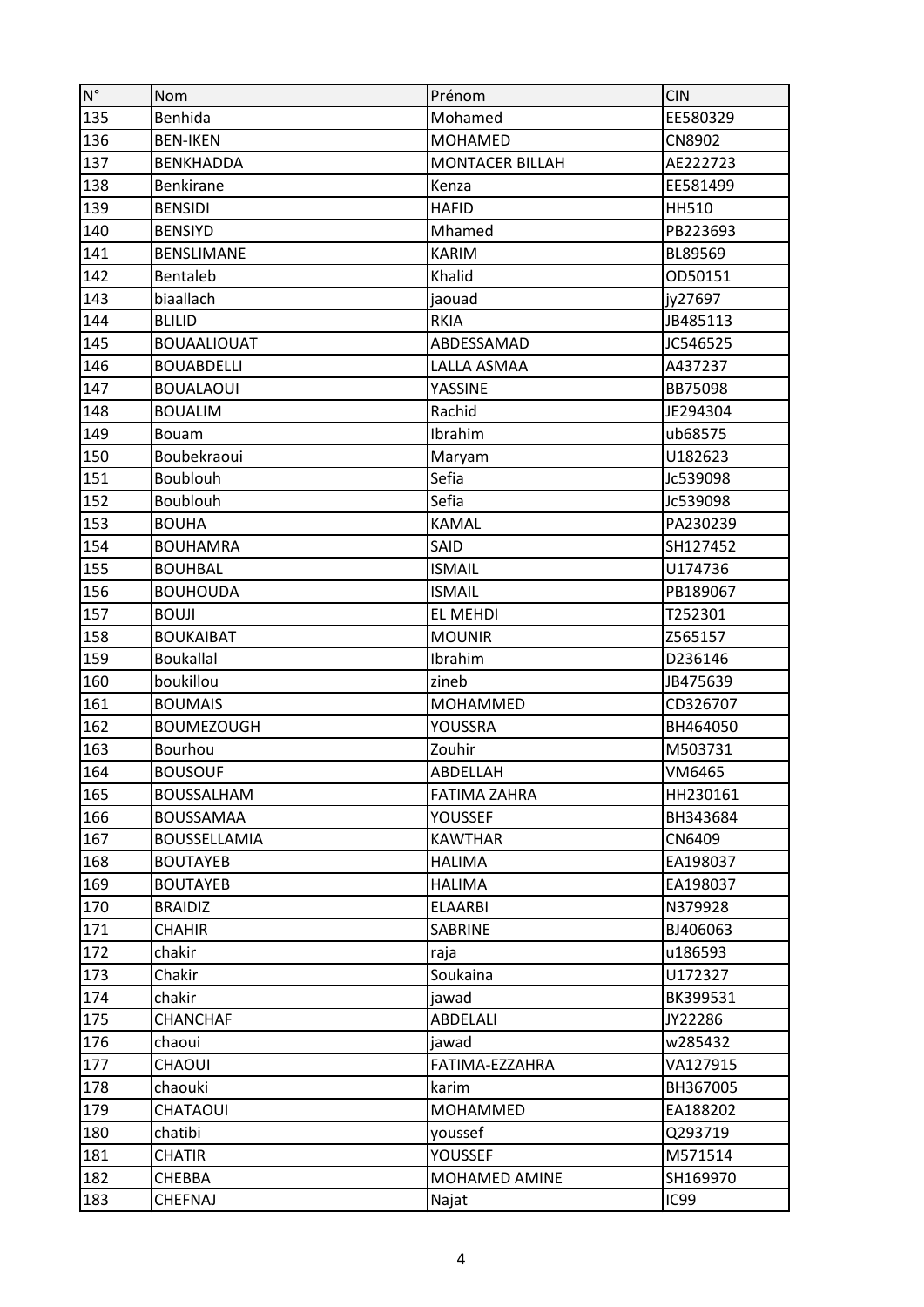| N° | Nom | Prénom | CIN |
|---|---|---|---|
| 135 | Benhida | Mohamed | EE580329 |
| 136 | BEN-IKEN | MOHAMED | CN8902 |
| 137 | BENKHADDA | MONTACER BILLAH | AE222723 |
| 138 | Benkirane | Kenza | EE581499 |
| 139 | BENSIDI | HAFID | HH510 |
| 140 | BENSIYD | Mhamed | PB223693 |
| 141 | BENSLIMANE | KARIM | BL89569 |
| 142 | Bentaleb | Khalid | OD50151 |
| 143 | biaallach | jaouad | jy27697 |
| 144 | BLILID | RKIA | JB485113 |
| 145 | BOUAALIOUAT | ABDESSAMAD | JC546525 |
| 146 | BOUABDELLI | LALLA ASMAA | A437237 |
| 147 | BOUALAOUI | YASSINE | BB75098 |
| 148 | BOUALIM | Rachid | JE294304 |
| 149 | Bouam | Ibrahim | ub68575 |
| 150 | Boubekraoui | Maryam | U182623 |
| 151 | Boublouh | Sefia | Jc539098 |
| 152 | Boublouh | Sefia | Jc539098 |
| 153 | BOUHA | KAMAL | PA230239 |
| 154 | BOUHAMRA | SAID | SH127452 |
| 155 | BOUHBAL | ISMAIL | U174736 |
| 156 | BOUHOUDA | ISMAIL | PB189067 |
| 157 | BOUJI | EL MEHDI | T252301 |
| 158 | BOUKAIBAT | MOUNIR | Z565157 |
| 159 | Boukallal | Ibrahim | D236146 |
| 160 | boukillou | zineb | JB475639 |
| 161 | BOUMAIS | MOHAMMED | CD326707 |
| 162 | BOUMEZOUGH | YOUSSRA | BH464050 |
| 163 | Bourhou | Zouhir | M503731 |
| 164 | BOUSOUF | ABDELLAH | VM6465 |
| 165 | BOUSSALHAM | FATIMA ZAHRA | HH230161 |
| 166 | BOUSSAMAA | YOUSSEF | BH343684 |
| 167 | BOUSSELLAMIA | KAWTHAR | CN6409 |
| 168 | BOUTAYEB | HALIMA | EA198037 |
| 169 | BOUTAYEB | HALIMA | EA198037 |
| 170 | BRAIDIZ | ELAARBI | N379928 |
| 171 | CHAHIR | SABRINE | BJ406063 |
| 172 | chakir | raja | u186593 |
| 173 | Chakir | Soukaina | U172327 |
| 174 | chakir | jawad | BK399531 |
| 175 | CHANCHAF | ABDELALI | JY22286 |
| 176 | chaoui | jawad | w285432 |
| 177 | CHAOUI | FATIMA-EZZAHRA | VA127915 |
| 178 | chaouki | karim | BH367005 |
| 179 | CHATAOUI | MOHAMMED | EA188202 |
| 180 | chatibi | youssef | Q293719 |
| 181 | CHATIR | YOUSSEF | M571514 |
| 182 | CHEBBA | MOHAMED AMINE | SH169970 |
| 183 | CHEFNAJ | Najat | IC99 |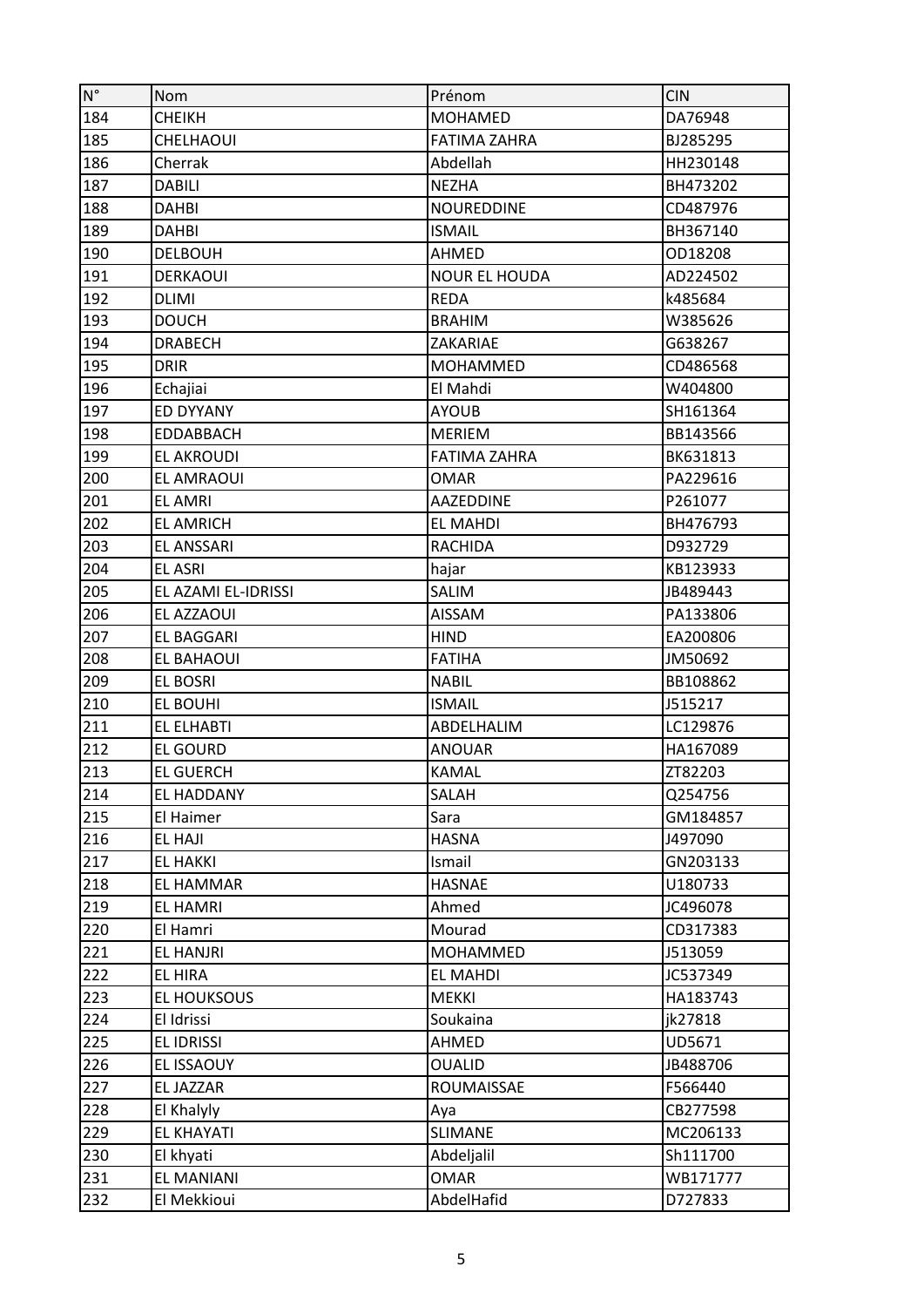| N° | Nom | Prénom | CIN |
|---|---|---|---|
| 184 | CHEIKH | MOHAMED | DA76948 |
| 185 | CHELHAOUI | FATIMA ZAHRA | BJ285295 |
| 186 | Cherrak | Abdellah | HH230148 |
| 187 | DABILI | NEZHA | BH473202 |
| 188 | DAHBI | NOUREDDINE | CD487976 |
| 189 | DAHBI | ISMAIL | BH367140 |
| 190 | DELBOUH | AHMED | OD18208 |
| 191 | DERKAOUI | NOUR EL HOUDA | AD224502 |
| 192 | DLIMI | REDA | k485684 |
| 193 | DOUCH | BRAHIM | W385626 |
| 194 | DRABECH | ZAKARIAE | G638267 |
| 195 | DRIR | MOHAMMED | CD486568 |
| 196 | Echajiai | El Mahdi | W404800 |
| 197 | ED DYYANY | AYOUB | SH161364 |
| 198 | EDDABBACH | MERIEM | BB143566 |
| 199 | EL AKROUDI | FATIMA ZAHRA | BK631813 |
| 200 | EL AMRAOUI | OMAR | PA229616 |
| 201 | EL AMRI | AAZEDDINE | P261077 |
| 202 | EL AMRICH | EL MAHDI | BH476793 |
| 203 | EL ANSSARI | RACHIDA | D932729 |
| 204 | EL ASRI | hajar | KB123933 |
| 205 | EL AZAMI EL-IDRISSI | SALIM | JB489443 |
| 206 | EL AZZAOUI | AISSAM | PA133806 |
| 207 | EL BAGGARI | HIND | EA200806 |
| 208 | EL BAHAOUI | FATIHA | JM50692 |
| 209 | EL BOSRI | NABIL | BB108862 |
| 210 | EL BOUHI | ISMAIL | J515217 |
| 211 | EL ELHABTI | ABDELHALIM | LC129876 |
| 212 | EL GOURD | ANOUAR | HA167089 |
| 213 | EL GUERCH | KAMAL | ZT82203 |
| 214 | EL HADDANY | SALAH | Q254756 |
| 215 | El Haimer | Sara | GM184857 |
| 216 | EL HAJI | HASNA | J497090 |
| 217 | EL HAKKI | Ismail | GN203133 |
| 218 | EL HAMMAR | HASNAE | U180733 |
| 219 | EL HAMRI | Ahmed | JC496078 |
| 220 | El Hamri | Mourad | CD317383 |
| 221 | EL HANJRI | MOHAMMED | J513059 |
| 222 | EL HIRA | EL MAHDI | JC537349 |
| 223 | EL HOUKSOUS | MEKKI | HA183743 |
| 224 | El Idrissi | Soukaina | jk27818 |
| 225 | EL IDRISSI | AHMED | UD5671 |
| 226 | EL ISSAOUY | OUALID | JB488706 |
| 227 | EL JAZZAR | ROUMAISSAE | F566440 |
| 228 | El Khalyly | Aya | CB277598 |
| 229 | EL KHAYATI | SLIMANE | MC206133 |
| 230 | El khyati | Abdeljalil | Sh111700 |
| 231 | EL MANIANI | OMAR | WB171777 |
| 232 | El Mekkioui | AbdelHafid | D727833 |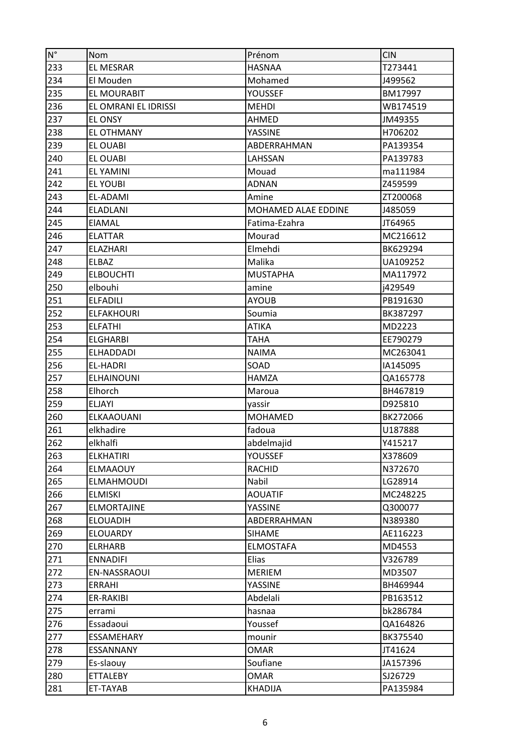| N° | Nom | Prénom | CIN |
|---|---|---|---|
| 233 | EL MESRAR | HASNAA | T273441 |
| 234 | El Mouden | Mohamed | J499562 |
| 235 | EL MOURABIT | YOUSSEF | BM17997 |
| 236 | EL OMRANI EL IDRISSI | MEHDI | WB174519 |
| 237 | EL ONSY | AHMED | JM49355 |
| 238 | EL OTHMANY | YASSINE | H706202 |
| 239 | EL OUABI | ABDERRAHMAN | PA139354 |
| 240 | EL OUABI | LAHSSAN | PA139783 |
| 241 | EL YAMINI | Mouad | ma111984 |
| 242 | EL YOUBI | ADNAN | Z459599 |
| 243 | EL-ADAMI | Amine | ZT200068 |
| 244 | ELADLANI | MOHAMED ALAE EDDINE | J485059 |
| 245 | ElAMAL | Fatima-Ezahra | JT64965 |
| 246 | ELATTAR | Mourad | MC216612 |
| 247 | ELAZHARI | Elmehdi | BK629294 |
| 248 | ELBAZ | Malika | UA109252 |
| 249 | ELBOUCHTI | MUSTAPHA | MA117972 |
| 250 | elbouhi | amine | j429549 |
| 251 | ELFADILI | AYOUB | PB191630 |
| 252 | ELFAKHOURI | Soumia | BK387297 |
| 253 | ELFATHI | ATIKA | MD2223 |
| 254 | ELGHARBI | TAHA | EE790279 |
| 255 | ELHADDADI | NAIMA | MC263041 |
| 256 | EL-HADRI | SOAD | IA145095 |
| 257 | ELHAINOUNI | HAMZA | QA165778 |
| 258 | Elhorch | Maroua | BH467819 |
| 259 | ELJAYI | yassir | D925810 |
| 260 | ELKAAOUANI | MOHAMED | BK272066 |
| 261 | elkhadire | fadoua | U187888 |
| 262 | elkhalfi | abdelmajid | Y415217 |
| 263 | ELKHATIRI | YOUSSEF | X378609 |
| 264 | ELMAAOUY | RACHID | N372670 |
| 265 | ELMAHMOUDI | Nabil | LG28914 |
| 266 | ELMISKI | AOUATIF | MC248225 |
| 267 | ELMORTAJINE | YASSINE | Q300077 |
| 268 | ELOUADIH | ABDERRAHMAN | N389380 |
| 269 | ELOUARDY | SIHAME | AE116223 |
| 270 | ELRHARB | ELMOSTAFA | MD4553 |
| 271 | ENNADIFI | Elias | V326789 |
| 272 | EN-NASSRAOUI | MERIEM | MD3507 |
| 273 | ERRAHI | YASSINE | BH469944 |
| 274 | ER-RAKIBI | Abdelali | PB163512 |
| 275 | errami | hasnaa | bk286784 |
| 276 | Essadaoui | Youssef | QA164826 |
| 277 | ESSAMEHARY | mounir | BK375540 |
| 278 | ESSANNANY | OMAR | JT41624 |
| 279 | Es-slaouy | Soufiane | JA157396 |
| 280 | ETTALEBY | OMAR | SJ26729 |
| 281 | ET-TAYAB | KHADIJA | PA135984 |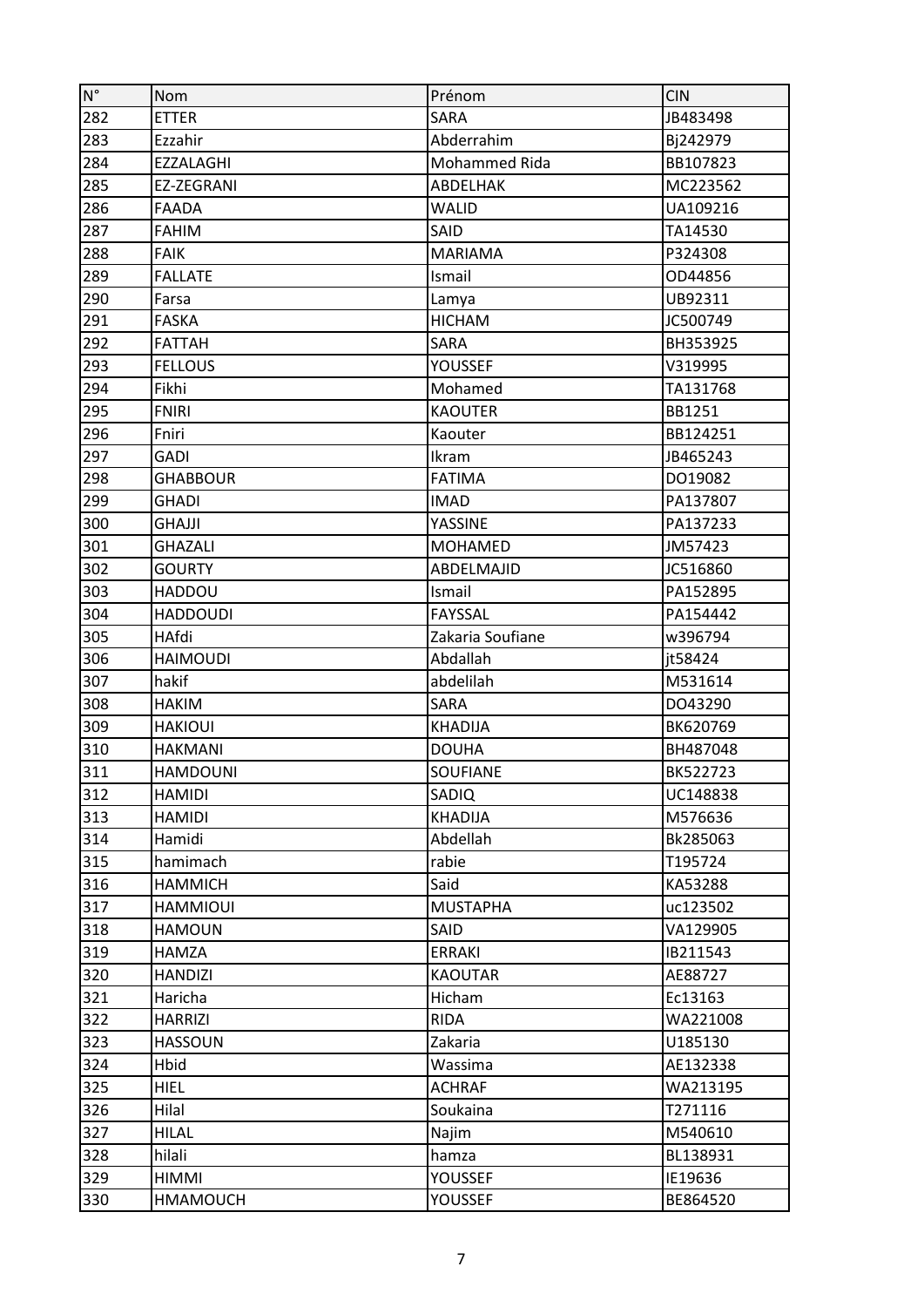| N° | Nom | Prénom | CIN |
|---|---|---|---|
| 282 | ETTER | SARA | JB483498 |
| 283 | Ezzahir | Abderrahim | Bj242979 |
| 284 | EZZALAGHI | Mohammed Rida | BB107823 |
| 285 | EZ-ZEGRANI | ABDELHAK | MC223562 |
| 286 | FAADA | WALID | UA109216 |
| 287 | FAHIM | SAID | TA14530 |
| 288 | FAIK | MARIAMA | P324308 |
| 289 | FALLATE | Ismail | OD44856 |
| 290 | Farsa | Lamya | UB92311 |
| 291 | FASKA | HICHAM | JC500749 |
| 292 | FATTAH | SARA | BH353925 |
| 293 | FELLOUS | YOUSSEF | V319995 |
| 294 | Fikhi | Mohamed | TA131768 |
| 295 | FNIRI | KAOUTER | BB1251 |
| 296 | Fniri | Kaouter | BB124251 |
| 297 | GADI | Ikram | JB465243 |
| 298 | GHABBOUR | FATIMA | DO19082 |
| 299 | GHADI | IMAD | PA137807 |
| 300 | GHAJJI | YASSINE | PA137233 |
| 301 | GHAZALI | MOHAMED | JM57423 |
| 302 | GOURTY | ABDELMAJID | JC516860 |
| 303 | HADDOU | Ismail | PA152895 |
| 304 | HADDOUDI | FAYSSAL | PA154442 |
| 305 | HAfdi | Zakaria Soufiane | w396794 |
| 306 | HAIMOUDI | Abdallah | jt58424 |
| 307 | hakif | abdelilah | M531614 |
| 308 | HAKIM | SARA | DO43290 |
| 309 | HAKIOUI | KHADIJA | BK620769 |
| 310 | HAKMANI | DOUHA | BH487048 |
| 311 | HAMDOUNI | SOUFIANE | BK522723 |
| 312 | HAMIDI | SADIQ | UC148838 |
| 313 | HAMIDI | KHADIJA | M576636 |
| 314 | Hamidi | Abdellah | Bk285063 |
| 315 | hamimach | rabie | T195724 |
| 316 | HAMMICH | Said | KA53288 |
| 317 | HAMMIOUI | MUSTAPHA | uc123502 |
| 318 | HAMOUN | SAID | VA129905 |
| 319 | HAMZA | ERRAKI | IB211543 |
| 320 | HANDIZI | KAOUTAR | AE88727 |
| 321 | Haricha | Hicham | Ec13163 |
| 322 | HARRIZI | RIDA | WA221008 |
| 323 | HASSOUN | Zakaria | U185130 |
| 324 | Hbid | Wassima | AE132338 |
| 325 | HIEL | ACHRAF | WA213195 |
| 326 | Hilal | Soukaina | T271116 |
| 327 | HILAL | Najim | M540610 |
| 328 | hilali | hamza | BL138931 |
| 329 | HIMMI | YOUSSEF | IE19636 |
| 330 | HMAMOUCH | YOUSSEF | BE864520 |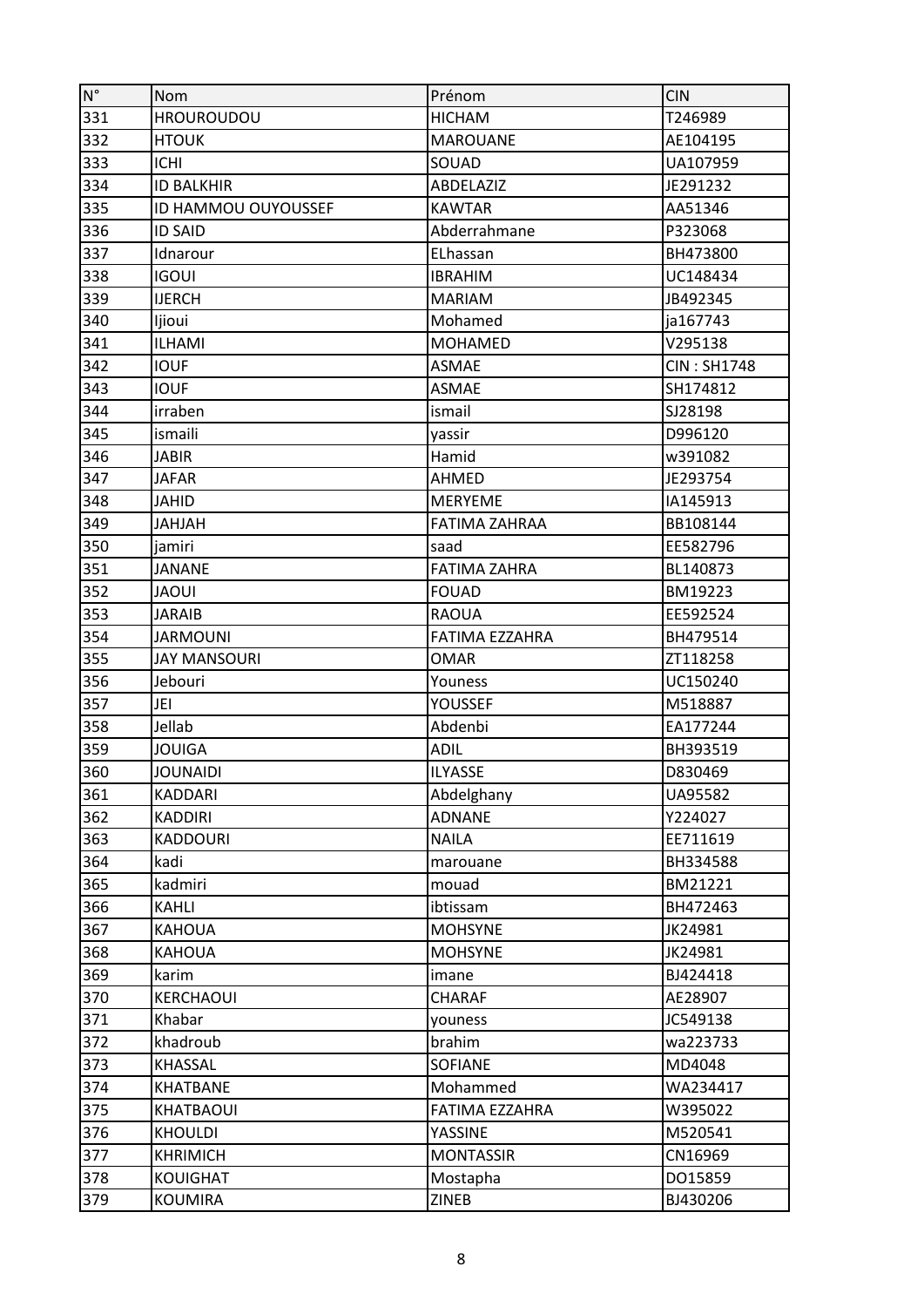| N° | Nom | Prénom | CIN |
|---|---|---|---|
| 331 | HROUROUDOU | HICHAM | T246989 |
| 332 | HTOUK | MAROUANE | AE104195 |
| 333 | ICHI | SOUAD | UA107959 |
| 334 | ID BALKHIR | ABDELAZIZ | JE291232 |
| 335 | ID HAMMOU OUYOUSSEF | KAWTAR | AA51346 |
| 336 | ID SAID | Abderrahmane | P323068 |
| 337 | Idnarour | ELhassan | BH473800 |
| 338 | IGOUI | IBRAHIM | UC148434 |
| 339 | IJERCH | MARIAM | JB492345 |
| 340 | Ijioui | Mohamed | ja167743 |
| 341 | ILHAMI | MOHAMED | V295138 |
| 342 | IOUF | ASMAE | CIN : SH1748 |
| 343 | IOUF | ASMAE | SH174812 |
| 344 | irraben | ismail | SJ28198 |
| 345 | ismaili | yassir | D996120 |
| 346 | JABIR | Hamid | w391082 |
| 347 | JAFAR | AHMED | JE293754 |
| 348 | JAHID | MERYEME | IA145913 |
| 349 | JAHJAH | FATIMA ZAHRAA | BB108144 |
| 350 | jamiri | saad | EE582796 |
| 351 | JANANE | FATIMA ZAHRA | BL140873 |
| 352 | JAOUI | FOUAD | BM19223 |
| 353 | JARAIB | RAOUA | EE592524 |
| 354 | JARMOUNI | FATIMA EZZAHRA | BH479514 |
| 355 | JAY MANSOURI | OMAR | ZT118258 |
| 356 | Jebouri | Youness | UC150240 |
| 357 | JEI | YOUSSEF | M518887 |
| 358 | Jellab | Abdenbi | EA177244 |
| 359 | JOUIGA | ADIL | BH393519 |
| 360 | JOUNAIDI | ILYASSE | D830469 |
| 361 | KADDARI | Abdelghany | UA95582 |
| 362 | KADDIRI | ADNANE | Y224027 |
| 363 | KADDOURI | NAILA | EE711619 |
| 364 | kadi | marouane | BH334588 |
| 365 | kadmiri | mouad | BM21221 |
| 366 | KAHLI | ibtissam | BH472463 |
| 367 | KAHOUA | MOHSYNE | JK24981 |
| 368 | KAHOUA | MOHSYNE | JK24981 |
| 369 | karim | imane | BJ424418 |
| 370 | KERCHAOUI | CHARAF | AE28907 |
| 371 | Khabar | youness | JC549138 |
| 372 | khadroub | brahim | wa223733 |
| 373 | KHASSAL | SOFIANE | MD4048 |
| 374 | KHATBANE | Mohammed | WA234417 |
| 375 | KHATBAOUI | FATIMA EZZAHRA | W395022 |
| 376 | KHOULDI | YASSINE | M520541 |
| 377 | KHRIMICH | MONTASSIR | CN16969 |
| 378 | KOUIGHAT | Mostapha | DO15859 |
| 379 | KOUMIRA | ZINEB | BJ430206 |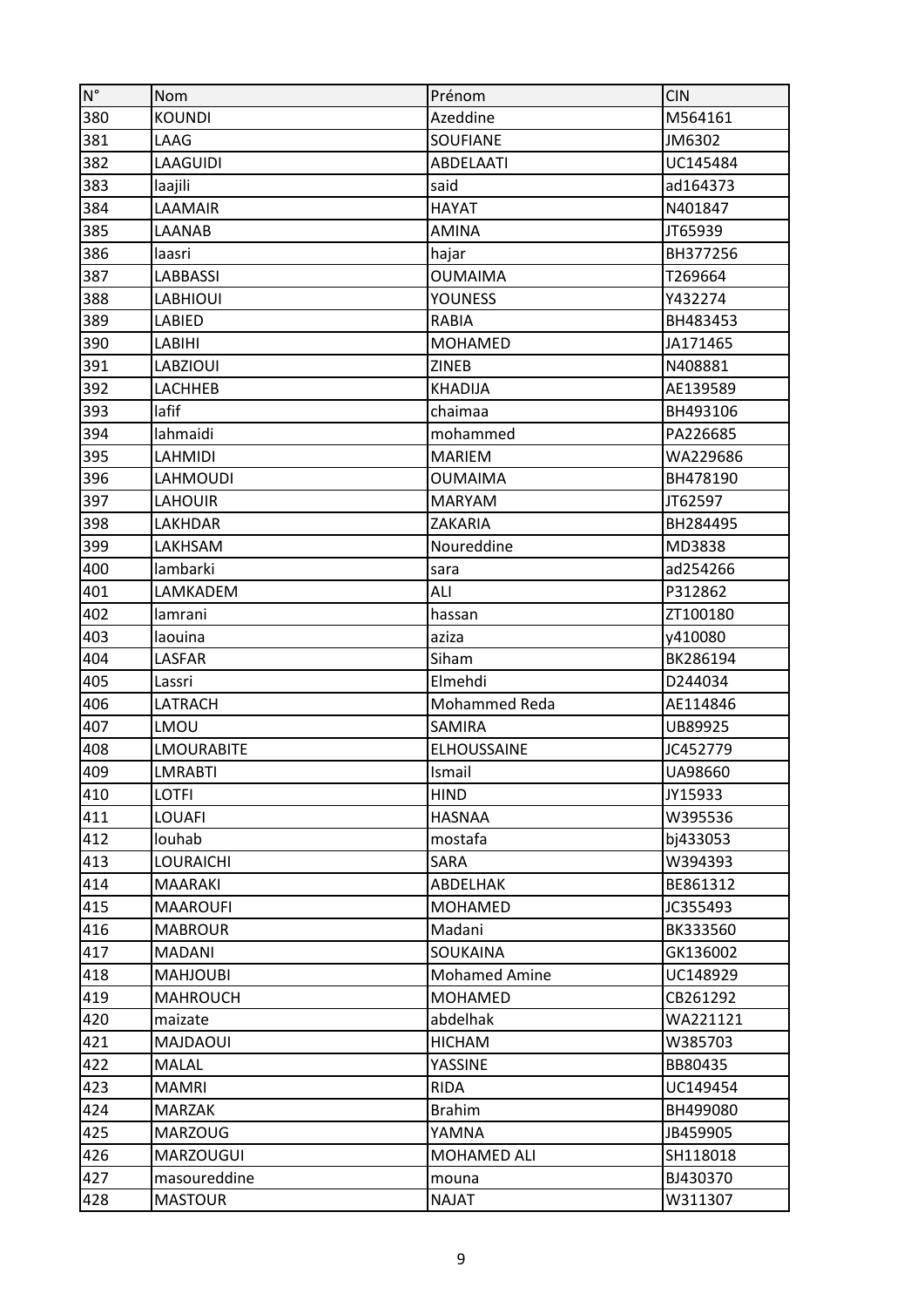| N° | Nom | Prénom | CIN |
|---|---|---|---|
| 380 | KOUNDI | Azeddine | M564161 |
| 381 | LAAG | SOUFIANE | JM6302 |
| 382 | LAAGUIDI | ABDELAATI | UC145484 |
| 383 | laajili | said | ad164373 |
| 384 | LAAMAIR | HAYAT | N401847 |
| 385 | LAANAB | AMINA | JT65939 |
| 386 | laasri | hajar | BH377256 |
| 387 | LABBASSI | OUMAIMA | T269664 |
| 388 | LABHIOUI | YOUNESS | Y432274 |
| 389 | LABIED | RABIA | BH483453 |
| 390 | LABIHI | MOHAMED | JA171465 |
| 391 | LABZIOUI | ZINEB | N408881 |
| 392 | LACHHEB | KHADIJA | AE139589 |
| 393 | lafif | chaimaa | BH493106 |
| 394 | lahmaidi | mohammed | PA226685 |
| 395 | LAHMIDI | MARIEM | WA229686 |
| 396 | LAHMOUDI | OUMAIMA | BH478190 |
| 397 | LAHOUIR | MARYAM | JT62597 |
| 398 | LAKHDAR | ZAKARIA | BH284495 |
| 399 | LAKHSAM | Noureddine | MD3838 |
| 400 | lambarki | sara | ad254266 |
| 401 | LAMKADEM | ALI | P312862 |
| 402 | lamrani | hassan | ZT100180 |
| 403 | laouina | aziza | y410080 |
| 404 | LASFAR | Siham | BK286194 |
| 405 | Lassri | Elmehdi | D244034 |
| 406 | LATRACH | Mohammed Reda | AE114846 |
| 407 | LMOU | SAMIRA | UB89925 |
| 408 | LMOURABITE | ELHOUSSAINE | JC452779 |
| 409 | LMRABTI | Ismail | UA98660 |
| 410 | LOTFI | HIND | JY15933 |
| 411 | LOUAFI | HASNAA | W395536 |
| 412 | louhab | mostafa | bj433053 |
| 413 | LOURAICHI | SARA | W394393 |
| 414 | MAARAKI | ABDELHAK | BE861312 |
| 415 | MAAROUFI | MOHAMED | JC355493 |
| 416 | MABROUR | Madani | BK333560 |
| 417 | MADANI | SOUKAINA | GK136002 |
| 418 | MAHJOUBI | Mohamed Amine | UC148929 |
| 419 | MAHROUCH | MOHAMED | CB261292 |
| 420 | maizate | abdelhak | WA221121 |
| 421 | MAJDAOUI | HICHAM | W385703 |
| 422 | MALAL | YASSINE | BB80435 |
| 423 | MAMRI | RIDA | UC149454 |
| 424 | MARZAK | Brahim | BH499080 |
| 425 | MARZOUG | YAMNA | JB459905 |
| 426 | MARZOUGUI | MOHAMED ALI | SH118018 |
| 427 | masoureddine | mouna | BJ430370 |
| 428 | MASTOUR | NAJAT | W311307 |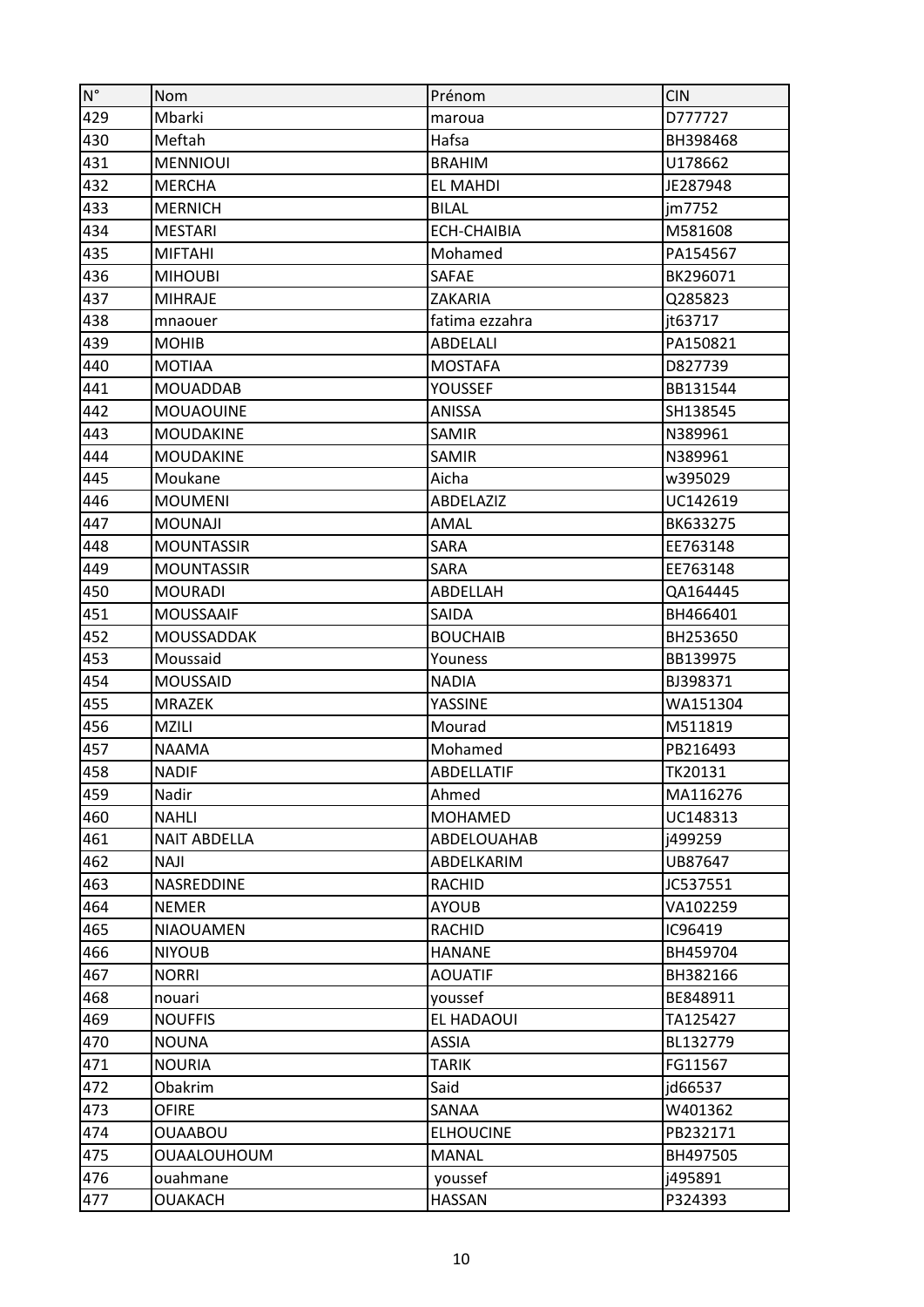| N° | Nom | Prénom | CIN |
|---|---|---|---|
| 429 | Mbarki | maroua | D777727 |
| 430 | Meftah | Hafsa | BH398468 |
| 431 | MENNIOUI | BRAHIM | U178662 |
| 432 | MERCHA | EL MAHDI | JE287948 |
| 433 | MERNICH | BILAL | jm7752 |
| 434 | MESTARI | ECH-CHAIBIA | M581608 |
| 435 | MIFTAHI | Mohamed | PA154567 |
| 436 | MIHOUBI | SAFAE | BK296071 |
| 437 | MIHRAJE | ZAKARIA | Q285823 |
| 438 | mnaouer | fatima ezzahra | jt63717 |
| 439 | MOHIB | ABDELALI | PA150821 |
| 440 | MOTIAA | MOSTAFA | D827739 |
| 441 | MOUADDAB | YOUSSEF | BB131544 |
| 442 | MOUAOUINE | ANISSA | SH138545 |
| 443 | MOUDAKINE | SAMIR | N389961 |
| 444 | MOUDAKINE | SAMIR | N389961 |
| 445 | Moukane | Aicha | w395029 |
| 446 | MOUMENI | ABDELAZIZ | UC142619 |
| 447 | MOUNAJI | AMAL | BK633275 |
| 448 | MOUNTASSIR | SARA | EE763148 |
| 449 | MOUNTASSIR | SARA | EE763148 |
| 450 | MOURADI | ABDELLAH | QA164445 |
| 451 | MOUSSAAIF | SAIDA | BH466401 |
| 452 | MOUSSADDAK | BOUCHAIB | BH253650 |
| 453 | Moussaid | Youness | BB139975 |
| 454 | MOUSSAID | NADIA | BJ398371 |
| 455 | MRAZEK | YASSINE | WA151304 |
| 456 | MZILI | Mourad | M511819 |
| 457 | NAAMA | Mohamed | PB216493 |
| 458 | NADIF | ABDELLATIF | TK20131 |
| 459 | Nadir | Ahmed | MA116276 |
| 460 | NAHLI | MOHAMED | UC148313 |
| 461 | NAIT ABDELLA | ABDELOUAHAB | j499259 |
| 462 | NAJI | ABDELKARIM | UB87647 |
| 463 | NASREDDINE | RACHID | JC537551 |
| 464 | NEMER | AYOUB | VA102259 |
| 465 | NIAOUAMEN | RACHID | IC96419 |
| 466 | NIYOUB | HANANE | BH459704 |
| 467 | NORRI | AOUATIF | BH382166 |
| 468 | nouari | youssef | BE848911 |
| 469 | NOUFFIS | EL HADAOUI | TA125427 |
| 470 | NOUNA | ASSIA | BL132779 |
| 471 | NOURIA | TARIK | FG11567 |
| 472 | Obakrim | Said | jd66537 |
| 473 | OFIRE | SANAA | W401362 |
| 474 | OUAABOU | ELHOUCINE | PB232171 |
| 475 | OUAALOUHOUM | MANAL | BH497505 |
| 476 | ouahmane | youssef | j495891 |
| 477 | OUAKACH | HASSAN | P324393 |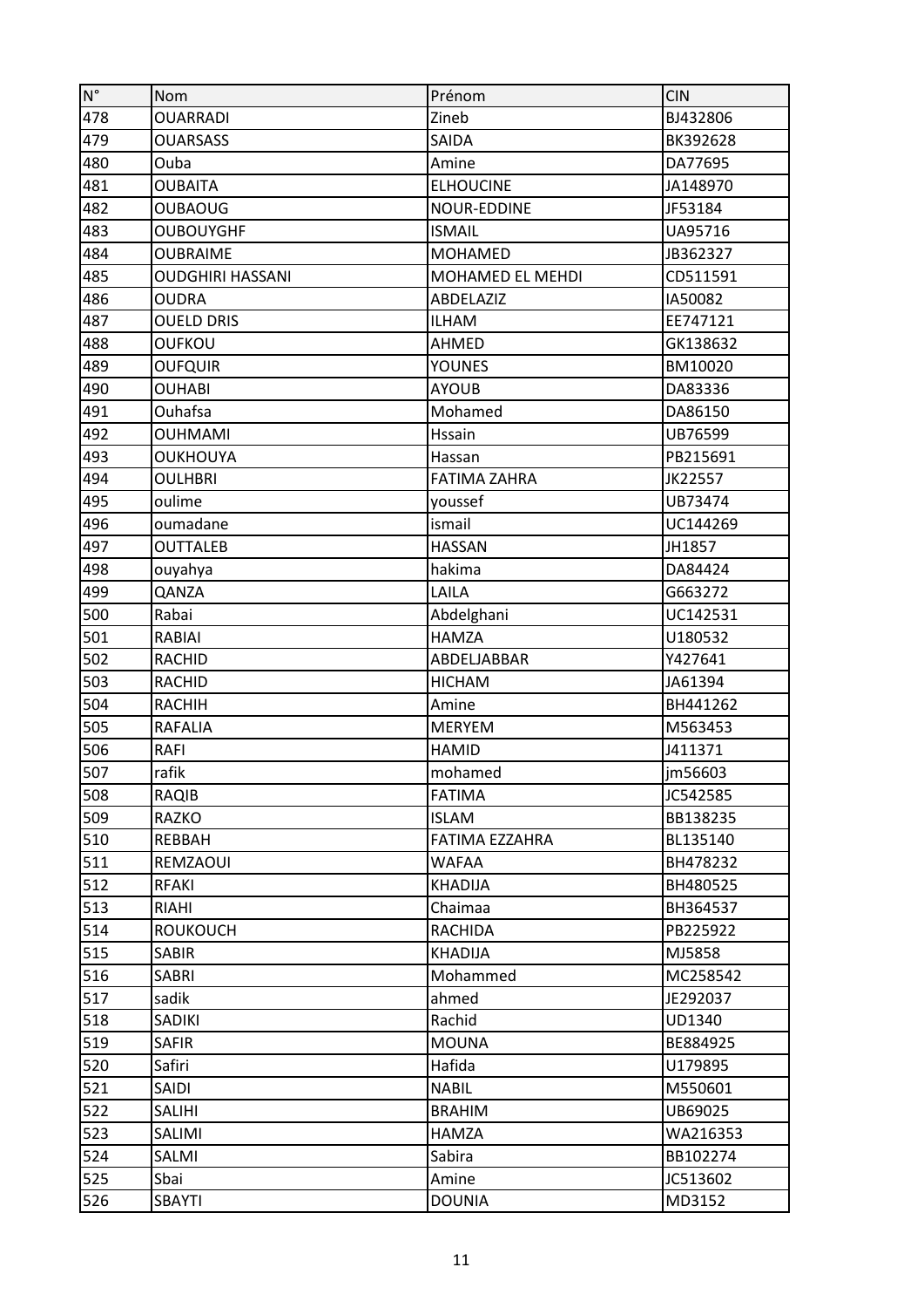| N° | Nom | Prénom | CIN |
|---|---|---|---|
| 478 | OUARRADI | Zineb | BJ432806 |
| 479 | OUARSASS | SAIDA | BK392628 |
| 480 | Ouba | Amine | DA77695 |
| 481 | OUBAITA | ELHOUCINE | JA148970 |
| 482 | OUBAOUG | NOUR-EDDINE | JF53184 |
| 483 | OUBOUYGHF | ISMAIL | UA95716 |
| 484 | OUBRAIME | MOHAMED | JB362327 |
| 485 | OUDGHIRI HASSANI | MOHAMED EL MEHDI | CD511591 |
| 486 | OUDRA | ABDELAZIZ | IA50082 |
| 487 | OUELD DRIS | ILHAM | EE747121 |
| 488 | OUFKOU | AHMED | GK138632 |
| 489 | OUFQUIR | YOUNES | BM10020 |
| 490 | OUHABI | AYOUB | DA83336 |
| 491 | Ouhafsa | Mohamed | DA86150 |
| 492 | OUHMAMI | Hssain | UB76599 |
| 493 | OUKHOUYA | Hassan | PB215691 |
| 494 | OULHBRI | FATIMA ZAHRA | JK22557 |
| 495 | oulime | youssef | UB73474 |
| 496 | oumadane | ismail | UC144269 |
| 497 | OUTTALEB | HASSAN | JH1857 |
| 498 | ouyahya | hakima | DA84424 |
| 499 | QANZA | LAILA | G663272 |
| 500 | Rabai | Abdelghani | UC142531 |
| 501 | RABIAI | HAMZA | U180532 |
| 502 | RACHID | ABDELJABBAR | Y427641 |
| 503 | RACHID | HICHAM | JA61394 |
| 504 | RACHIH | Amine | BH441262 |
| 505 | RAFALIA | MERYEM | M563453 |
| 506 | RAFI | HAMID | J411371 |
| 507 | rafik | mohamed | jm56603 |
| 508 | RAQIB | FATIMA | JC542585 |
| 509 | RAZKO | ISLAM | BB138235 |
| 510 | REBBAH | FATIMA EZZAHRA | BL135140 |
| 511 | REMZAOUI | WAFAA | BH478232 |
| 512 | RFAKI | KHADIJA | BH480525 |
| 513 | RIAHI | Chaimaa | BH364537 |
| 514 | ROUKOUCH | RACHIDA | PB225922 |
| 515 | SABIR | KHADIJA | MJ5858 |
| 516 | SABRI | Mohammed | MC258542 |
| 517 | sadik | ahmed | JE292037 |
| 518 | SADIKI | Rachid | UD1340 |
| 519 | SAFIR | MOUNA | BE884925 |
| 520 | Safiri | Hafida | U179895 |
| 521 | SAIDI | NABIL | M550601 |
| 522 | SALIHI | BRAHIM | UB69025 |
| 523 | SALIMI | HAMZA | WA216353 |
| 524 | SALMI | Sabira | BB102274 |
| 525 | Sbai | Amine | JC513602 |
| 526 | SBAYTI | DOUNIA | MD3152 |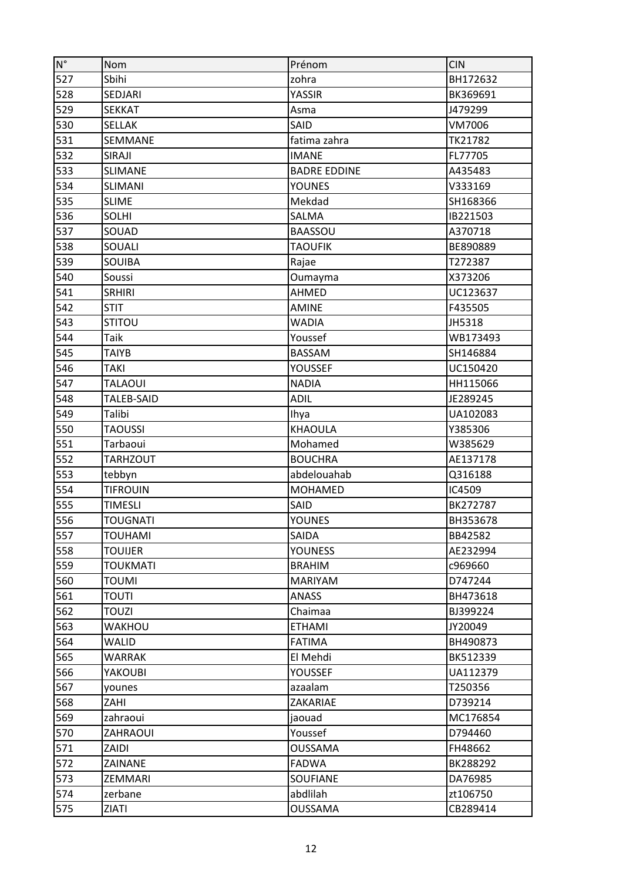| N° | Nom | Prénom | CIN |
|---|---|---|---|
| 527 | Sbihi | zohra | BH172632 |
| 528 | SEDJARI | YASSIR | BK369691 |
| 529 | SEKKAT | Asma | J479299 |
| 530 | SELLAK | SAID | VM7006 |
| 531 | SEMMANE | fatima zahra | TK21782 |
| 532 | SIRAJI | IMANE | FL77705 |
| 533 | SLIMANE | BADRE EDDINE | A435483 |
| 534 | SLIMANI | YOUNES | V333169 |
| 535 | SLIME | Mekdad | SH168366 |
| 536 | SOLHI | SALMA | IB221503 |
| 537 | SOUAD | BAASSOU | A370718 |
| 538 | SOUALI | TAOUFIK | BE890889 |
| 539 | SOUIBA | Rajae | T272387 |
| 540 | Soussi | Oumayma | X373206 |
| 541 | SRHIRI | AHMED | UC123637 |
| 542 | STIT | AMINE | F435505 |
| 543 | STITOU | WADIA | JH5318 |
| 544 | Taik | Youssef | WB173493 |
| 545 | TAIYB | BASSAM | SH146884 |
| 546 | TAKI | YOUSSEF | UC150420 |
| 547 | TALAOUI | NADIA | HH115066 |
| 548 | TALEB-SAID | ADIL | JE289245 |
| 549 | Talibi | Ihya | UA102083 |
| 550 | TAOUSSI | KHAOULA | Y385306 |
| 551 | Tarbaoui | Mohamed | W385629 |
| 552 | TARHZOUT | BOUCHRA | AE137178 |
| 553 | tebbyn | abdelouahab | Q316188 |
| 554 | TIFROUIN | MOHAMED | IC4509 |
| 555 | TIMESLI | SAID | BK272787 |
| 556 | TOUGNATI | YOUNES | BH353678 |
| 557 | TOUHAMI | SAIDA | BB42582 |
| 558 | TOUIJER | YOUNESS | AE232994 |
| 559 | TOUKMATI | BRAHIM | c969660 |
| 560 | TOUMI | MARIYAM | D747244 |
| 561 | TOUTI | ANASS | BH473618 |
| 562 | TOUZI | Chaimaa | BJ399224 |
| 563 | WAKHOU | ETHAMI | JY20049 |
| 564 | WALID | FATIMA | BH490873 |
| 565 | WARRAK | El Mehdi | BK512339 |
| 566 | YAKOUBI | YOUSSEF | UA112379 |
| 567 | younes | azaalam | T250356 |
| 568 | ZAHI | ZAKARIAE | D739214 |
| 569 | zahraoui | jaouad | MC176854 |
| 570 | ZAHRAOUI | Youssef | D794460 |
| 571 | ZAIDI | OUSSAMA | FH48662 |
| 572 | ZAINANE | FADWA | BK288292 |
| 573 | ZEMMARI | SOUFIANE | DA76985 |
| 574 | zerbane | abdlilah | zt106750 |
| 575 | ZIATI | OUSSAMA | CB289414 |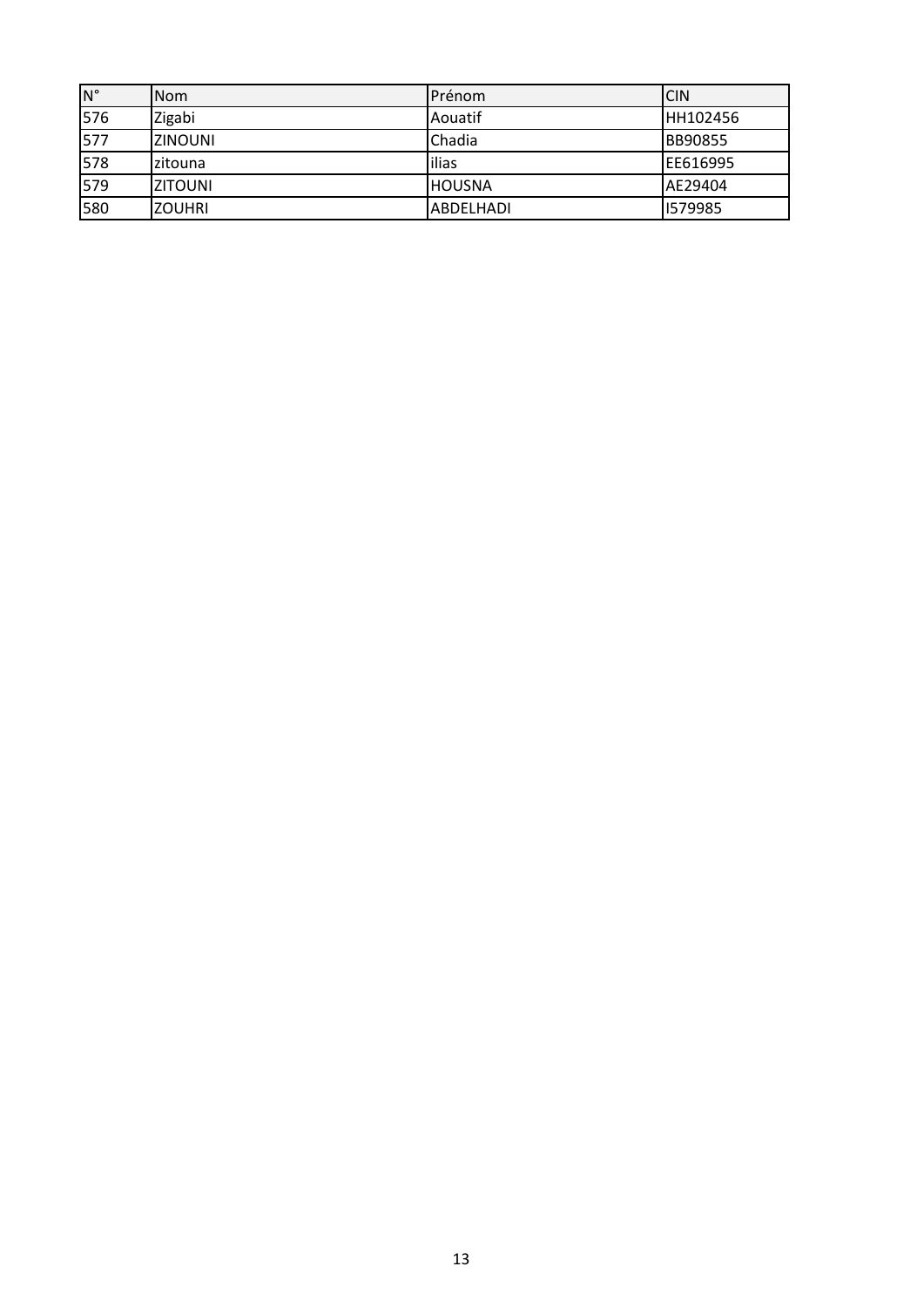| N° | Nom | Prénom | CIN |
|---|---|---|---|
| 576 | Zigabi | Aouatif | HH102456 |
| 577 | ZINOUNI | Chadia | BB90855 |
| 578 | zitouna | ilias | EE616995 |
| 579 | ZITOUNI | HOUSNA | AE29404 |
| 580 | ZOUHRI | ABDELHADI | I579985 |